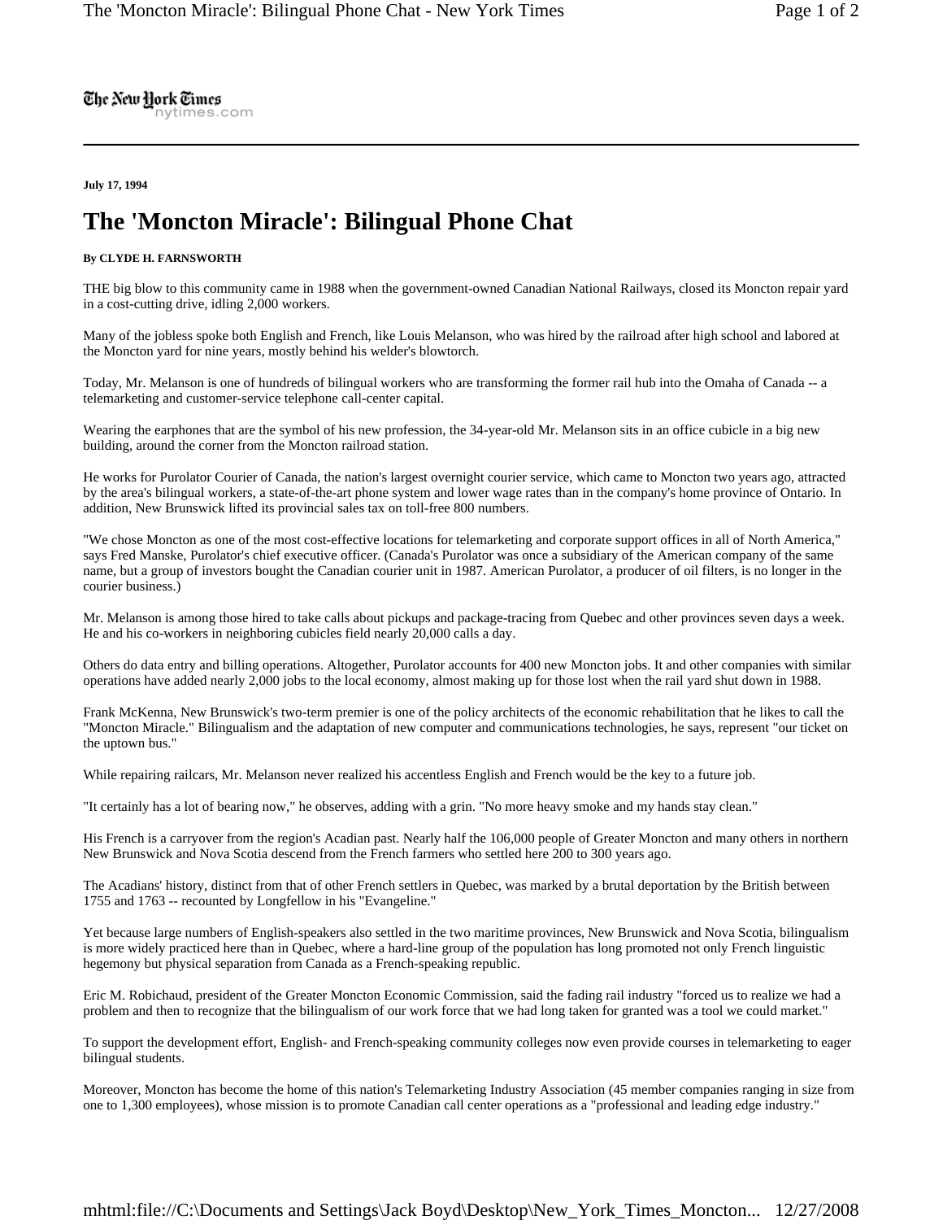The New York Times
nytimes.com

**July 17, 1994**

# The 'Moncton Miracle': Bilingual Phone Chat

**By CLYDE H. FARNSWORTH**

THE big blow to this community came in 1988 when the government-owned Canadian National Railways, closed its Moncton repair yard in a cost-cutting drive, idling 2,000 workers.

Many of the jobless spoke both English and French, like Louis Melanson, who was hired by the railroad after high school and labored at the Moncton yard for nine years, mostly behind his welder's blowtorch.

Today, Mr. Melanson is one of hundreds of bilingual workers who are transforming the former rail hub into the Omaha of Canada -- a telemarketing and customer-service telephone call-center capital.

Wearing the earphones that are the symbol of his new profession, the 34-year-old Mr. Melanson sits in an office cubicle in a big new building, around the corner from the Moncton railroad station.

He works for Purolator Courier of Canada, the nation's largest overnight courier service, which came to Moncton two years ago, attracted by the area's bilingual workers, a state-of-the-art phone system and lower wage rates than in the company's home province of Ontario. In addition, New Brunswick lifted its provincial sales tax on toll-free 800 numbers.

"We chose Moncton as one of the most cost-effective locations for telemarketing and corporate support offices in all of North America," says Fred Manske, Purolator's chief executive officer. (Canada's Purolator was once a subsidiary of the American company of the same name, but a group of investors bought the Canadian courier unit in 1987. American Purolator, a producer of oil filters, is no longer in the courier business.)

Mr. Melanson is among those hired to take calls about pickups and package-tracing from Quebec and other provinces seven days a week. He and his co-workers in neighboring cubicles field nearly 20,000 calls a day.

Others do data entry and billing operations. Altogether, Purolator accounts for 400 new Moncton jobs. It and other companies with similar operations have added nearly 2,000 jobs to the local economy, almost making up for those lost when the rail yard shut down in 1988.

Frank McKenna, New Brunswick's two-term premier is one of the policy architects of the economic rehabilitation that he likes to call the "Moncton Miracle." Bilingualism and the adaptation of new computer and communications technologies, he says, represent "our ticket on the uptown bus."

While repairing railcars, Mr. Melanson never realized his accentless English and French would be the key to a future job.

"It certainly has a lot of bearing now," he observes, adding with a grin. "No more heavy smoke and my hands stay clean."

His French is a carryover from the region's Acadian past. Nearly half the 106,000 people of Greater Moncton and many others in northern New Brunswick and Nova Scotia descend from the French farmers who settled here 200 to 300 years ago.

The Acadians' history, distinct from that of other French settlers in Quebec, was marked by a brutal deportation by the British between 1755 and 1763 -- recounted by Longfellow in his "Evangeline."

Yet because large numbers of English-speakers also settled in the two maritime provinces, New Brunswick and Nova Scotia, bilingualism is more widely practiced here than in Quebec, where a hard-line group of the population has long promoted not only French linguistic hegemony but physical separation from Canada as a French-speaking republic.

Eric M. Robichaud, president of the Greater Moncton Economic Commission, said the fading rail industry "forced us to realize we had a problem and then to recognize that the bilingualism of our work force that we had long taken for granted was a tool we could market."

To support the development effort, English- and French-speaking community colleges now even provide courses in telemarketing to eager bilingual students.

Moreover, Moncton has become the home of this nation's Telemarketing Industry Association (45 member companies ranging in size from one to 1,300 employees), whose mission is to promote Canadian call center operations as a "professional and leading edge industry."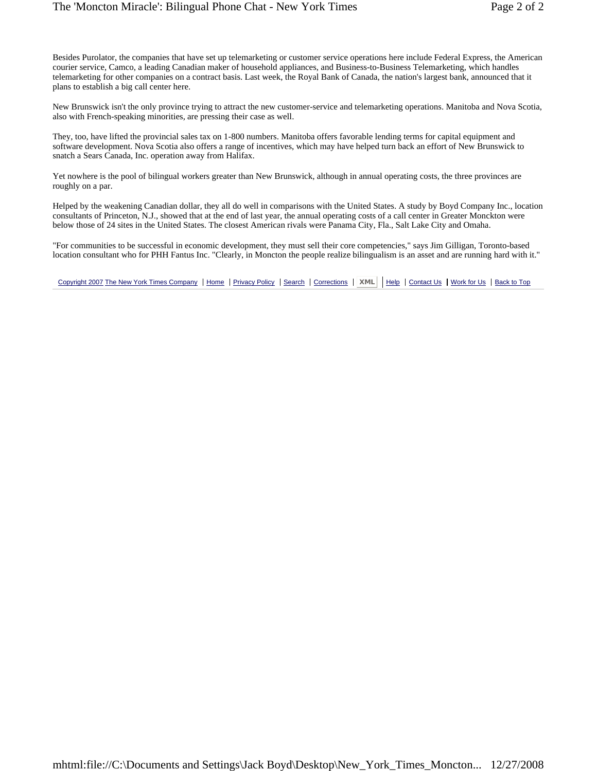Besides Purolator, the companies that have set up telemarketing or customer service operations here include Federal Express, the American courier service, Camco, a leading Canadian maker of household appliances, and Business-to-Business Telemarketing, which handles telemarketing for other companies on a contract basis. Last week, the Royal Bank of Canada, the nation's largest bank, announced that it plans to establish a big call center here.

New Brunswick isn't the only province trying to attract the new customer-service and telemarketing operations. Manitoba and Nova Scotia, also with French-speaking minorities, are pressing their case as well.

They, too, have lifted the provincial sales tax on 1-800 numbers. Manitoba offers favorable lending terms for capital equipment and software development. Nova Scotia also offers a range of incentives, which may have helped turn back an effort of New Brunswick to snatch a Sears Canada, Inc. operation away from Halifax.

Yet nowhere is the pool of bilingual workers greater than New Brunswick, although in annual operating costs, the three provinces are roughly on a par.

Helped by the weakening Canadian dollar, they all do well in comparisons with the United States. A study by Boyd Company Inc., location consultants of Princeton, N.J., showed that at the end of last year, the annual operating costs of a call center in Greater Monckton were below those of 24 sites in the United States. The closest American rivals were Panama City, Fla., Salt Lake City and Omaha.

"For communities to be successful in economic development, they must sell their core competencies," says Jim Gilligan, Toronto-based location consultant who for PHH Fantus Inc. "Clearly, in Moncton the people realize bilingualism is an asset and are running hard with it."

Copyright 2007 The New York Times Company | Home | Privacy Policy | Search | Corrections | XML | Help | Contact Us | Work for Us | Back to Top